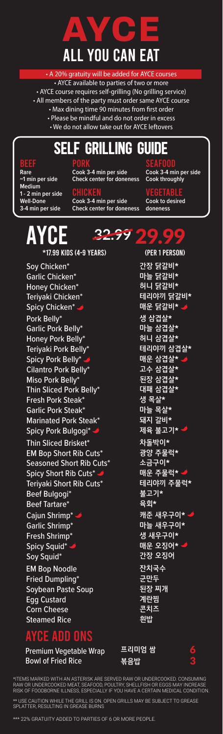# AYCE

## ALL YOU CAN EAT

- A 20% gratuity will be added for AYCE courses
- AYCE available to parties of two or more
- AYCE course requires self-grilling (No grilling service)
- All members of the party must order same AYCE course
- Max dining time 90 minutes from first order
- Please be mindful and do not order in excess
- We do not allow take out for AYCE leftovers

## SELF GRILLING GUIDE

**BEEF**
Rare
~1 min per side
Medium
1 - 2 min per side
Well-Done
3-4 min per side

**PORK**
Cook 3-4 min per side
Check center for doneness

**CHICKEN**
Cook 3-4 min per side
Check center for doneness

**SEAFOOD**
Cook 3-4 min per side
Cook throughly

**VEGETABLE**
Cook to desired doneness

## AYCE ~~32.99~~ 29.99

*17.99 KIDS (4-9 YEARS) (PER 1 PERSON)

| | |
|---|---|
| Soy Chicken* | 간장 닭갈비* |
| Garlic Chicken* | 마늘 닭갈비* |
| Honey Chicken* | 허니 닭갈비* |
| Teriyaki Chicken* | 테리야끼 닭갈비* |
| Spicy Chicken* 🌶 | 매운 닭갈비* 🌶 |
| Pork Belly* | 생 삼겹살* |
| Garlic Pork Belly* | 마늘 삼겹살* |
| Honey Pork Belly* | 허니 삼겹살* |
| Teriyaki Pork Belly* | 테리야끼 삼겹살* |
| Spicy Pork Belly* 🌶 | 매운 삼겹살* 🌶 |
| Cilantro Pork Belly* | 고수 삼겹살* |
| Miso Pork Belly* | 된장 삼겹살* |
| Thin Sliced Pork Belly* | 대패 삼겹살* |
| Fresh Pork Steak* | 생 목살* |
| Garlic Pork Steak* | 마늘 목살* |
| Marinated Pork Steak* | 돼지 갈비* |
| Spicy Pork Bulgogi* 🌶 | 제육 불고기* 🌶 |
| Thin Sliced Brisket* | 차돌박이* |
| EM Bop Short Rib Cuts* | 광양 주물럭* |
| Seasoned Short Rib Cuts* | 소금구이* |
| Spicy Short Rib Cuts* 🌶 | 매운 주물럭* 🌶 |
| Teriyaki Short Rib Cuts* | 테리야끼 주물럭* |
| Beef Bulgogi* | 불고기* |
| Beef Tartare* | 육회* |
| Cajun Shrimp* 🌶 | 캐준 새우구이* 🌶 |
| Garlic Shrimp* | 마늘 새우구이* |
| Fresh Shrimp* | 생 새우구이* |
| Spicy Squid* 🌶 | 매운 오징어* 🌶 |
| Soy Squid* | 간장 오징어 |
| EM Bop Noodle | 잔치국수 |
| Fried Dumpling* | 군만두 |
| Soybean Paste Soup | 된장 찌개 |
| Egg Custard | 계란찜 |
| Corn Cheese | 콘치즈 |
| Steamed Rice | 흰밥 |

## AYCE ADD ONS

| | | |
|---|---|---|
| Premium Vegetable Wrap | 프리미엄 쌈 | 6 |
| Bowl of Fried Rice | 볶음밥 | 3 |

*ITEMS MARKED WITH AN ASTERISK ARE SERVED RAW OR UNDERCOOKED. CONSUMING RAW OR UNDERCOOKED MEAT, SEAFOOD, POULTRY, SHELLFISH OR EGGS MAY INCREASE RISK OF FOODBORNE ILLNESS, ESPECIALLY IF YOU HAVE A CERTAIN MEDICAL CONDITION.

** USE CAUTION WHILE THE GRILL IS ON. OPEN GRILLS MAY BE SUBJECT TO GREASE SPLATTER, RESULTING IN GREASE BURNS

*** 22% GRATUITY ADDED TO PARTIES OF 6 OR MORE PEOPLE.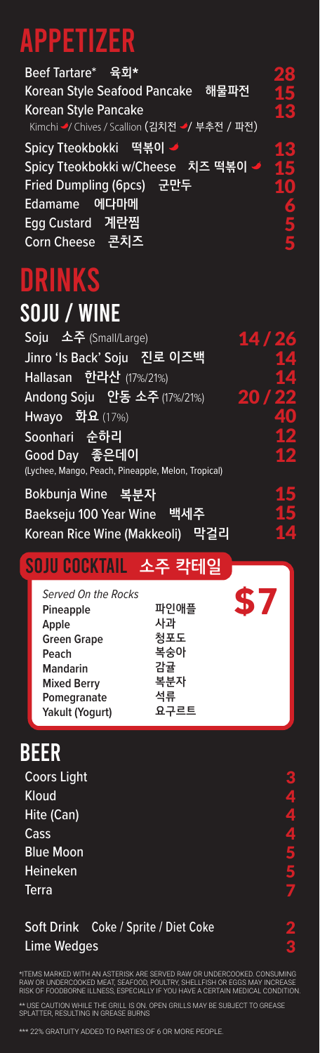# APPETIZER

| | |
|---|---|
| Beef Tartare* 육회* | 28 |
| Korean Style Seafood Pancake 해물파전 | 15 |
| Korean Style Pancake<br>Kimchi 🌶/ Chives / Scallion (김치전 🌶/ 부추전 / 파전) | 13 |
| Spicy Tteokbokki 떡볶이 🌶 | 13 |
| Spicy Tteokbokki w/Cheese 치즈 떡볶이 🌶 | 15 |
| Fried Dumpling (6pcs) 군만두 | 10 |
| Edamame 에다마메 | 6 |
| Egg Custard 계란찜 | 5 |
| Corn Cheese 콘치즈 | 5 |

# DRINKS

## SOJU / WINE

| | |
|---|---|
| Soju 소주 (Small/Large) | 14 / 26 |
| Jinro 'Is Back' Soju 진로 이즈백 | 14 |
| Hallasan 한라산 (17%/21%) | 14 |
| Andong Soju 안동 소주 (17%/21%) | 20 / 22 |
| Hwayo 화요 (17%) | 40 |
| Soonhari 순하리 | 12 |
| Good Day 좋은데이<br>(Lychee, Mango, Peach, Pineapple, Melon, Tropical) | 12 |
| Bokbunja Wine 복분자 | 15 |
| Baekseju 100 Year Wine 백세주 | 15 |
| Korean Rice Wine (Makkeoli) 막걸리 | 14 |

## SOJU COCKTAIL 소주 칵테일

*Served On the Rocks*

**$7**

| | |
|---|---|
| Pineapple | 파인애플 |
| Apple | 사과 |
| Green Grape | 청포도 |
| Peach | 복숭아 |
| Mandarin | 감귤 |
| Mixed Berry | 복분자 |
| Pomegranate | 석류 |
| Yakult (Yogurt) | 요구르트 |

## BEER

| | |
|---|---|
| Coors Light | 3 |
| Kloud | 4 |
| Hite (Can) | 4 |
| Cass | 4 |
| Blue Moon | 5 |
| Heineken | 5 |
| Terra | 7 |
| Soft Drink Coke / Sprite / Diet Coke | 2 |
| Lime Wedges | 3 |

*ITEMS MARKED WITH AN ASTERISK ARE SERVED RAW OR UNDERCOOKED. CONSUMING RAW OR UNDERCOOKED MEAT, SEAFOOD, POULTRY, SHELLFISH OR EGGS MAY INCREASE RISK OF FOODBORNE ILLNESS, ESPECIALLY IF YOU HAVE A CERTAIN MEDICAL CONDITION.

** USE CAUTION WHILE THE GRILL IS ON. OPEN GRILLS MAY BE SUBJECT TO GREASE SPLATTER, RESULTING IN GREASE BURNS

*** 22% GRATUITY ADDED TO PARTIES OF 6 OR MORE PEOPLE.